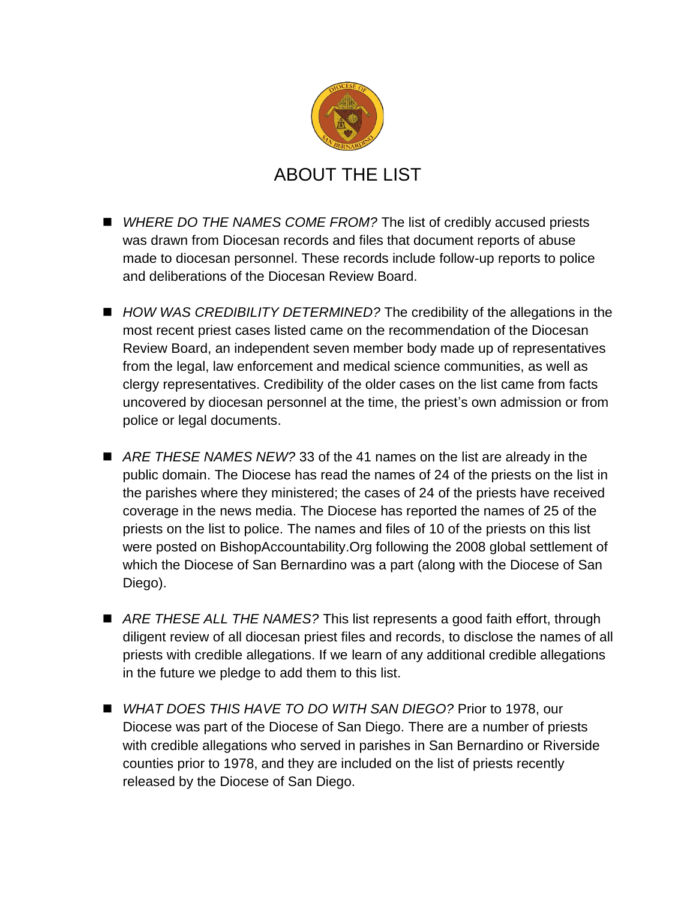# ABOUT THE LIST

- *WHERE DO THE NAMES COME FROM?* The list of credibly accused priests was drawn from Diocesan records and files that document reports of abuse made to diocesan personnel. These records include follow-up reports to police and deliberations of the Diocesan Review Board.

- *HOW WAS CREDIBILITY DETERMINED?* The credibility of the allegations in the most recent priest cases listed came on the recommendation of the Diocesan Review Board, an independent seven member body made up of representatives from the legal, law enforcement and medical science communities, as well as clergy representatives. Credibility of the older cases on the list came from facts uncovered by diocesan personnel at the time, the priest's own admission or from police or legal documents.

- *ARE THESE NAMES NEW?* 33 of the 41 names on the list are already in the public domain. The Diocese has read the names of 24 of the priests on the list in the parishes where they ministered; the cases of 24 of the priests have received coverage in the news media. The Diocese has reported the names of 25 of the priests on the list to police. The names and files of 10 of the priests on this list were posted on BishopAccountability.Org following the 2008 global settlement of which the Diocese of San Bernardino was a part (along with the Diocese of San Diego).

- *ARE THESE ALL THE NAMES?* This list represents a good faith effort, through diligent review of all diocesan priest files and records, to disclose the names of all priests with credible allegations. If we learn of any additional credible allegations in the future we pledge to add them to this list.

- *WHAT DOES THIS HAVE TO DO WITH SAN DIEGO?* Prior to 1978, our Diocese was part of the Diocese of San Diego. There are a number of priests with credible allegations who served in parishes in San Bernardino or Riverside counties prior to 1978, and they are included on the list of priests recently released by the Diocese of San Diego.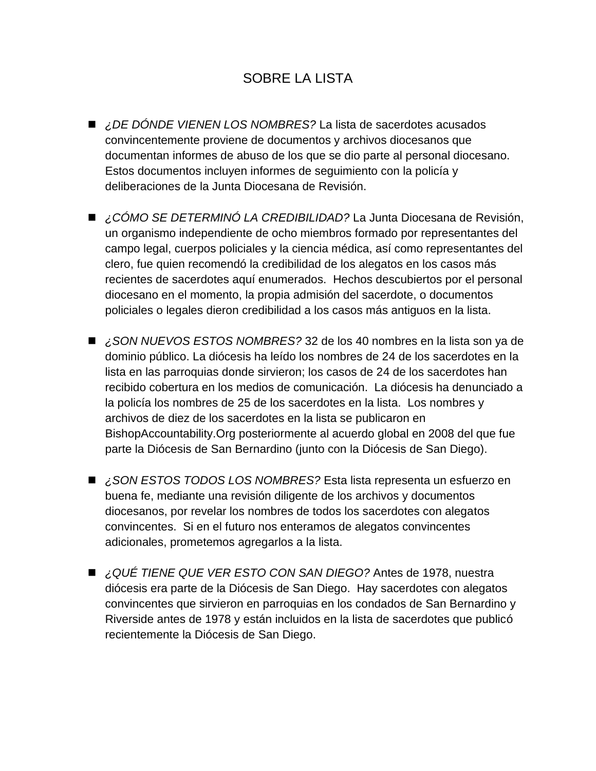# SOBRE LA LISTA

- *¿DE DÓNDE VIENEN LOS NOMBRES?* La lista de sacerdotes acusados convincentemente proviene de documentos y archivos diocesanos que documentan informes de abuso de los que se dio parte al personal diocesano. Estos documentos incluyen informes de seguimiento con la policía y deliberaciones de la Junta Diocesana de Revisión.

- *¿CÓMO SE DETERMINÓ LA CREDIBILIDAD?* La Junta Diocesana de Revisión, un organismo independiente de ocho miembros formado por representantes del campo legal, cuerpos policiales y la ciencia médica, así como representantes del clero, fue quien recomendó la credibilidad de los alegatos en los casos más recientes de sacerdotes aquí enumerados. Hechos descubiertos por el personal diocesano en el momento, la propia admisión del sacerdote, o documentos policiales o legales dieron credibilidad a los casos más antiguos en la lista.

- *¿SON NUEVOS ESTOS NOMBRES?* 32 de los 40 nombres en la lista son ya de dominio público. La diócesis ha leído los nombres de 24 de los sacerdotes en la lista en las parroquias donde sirvieron; los casos de 24 de los sacerdotes han recibido cobertura en los medios de comunicación. La diócesis ha denunciado a la policía los nombres de 25 de los sacerdotes en la lista. Los nombres y archivos de diez de los sacerdotes en la lista se publicaron en BishopAccountability.Org posteriormente al acuerdo global en 2008 del que fue parte la Diócesis de San Bernardino (junto con la Diócesis de San Diego).

- *¿SON ESTOS TODOS LOS NOMBRES?* Esta lista representa un esfuerzo en buena fe, mediante una revisión diligente de los archivos y documentos diocesanos, por revelar los nombres de todos los sacerdotes con alegatos convincentes. Si en el futuro nos enteramos de alegatos convincentes adicionales, prometemos agregarlos a la lista.

- *¿QUÉ TIENE QUE VER ESTO CON SAN DIEGO?* Antes de 1978, nuestra diócesis era parte de la Diócesis de San Diego. Hay sacerdotes con alegatos convincentes que sirvieron en parroquias en los condados de San Bernardino y Riverside antes de 1978 y están incluidos en la lista de sacerdotes que publicó recientemente la Diócesis de San Diego.